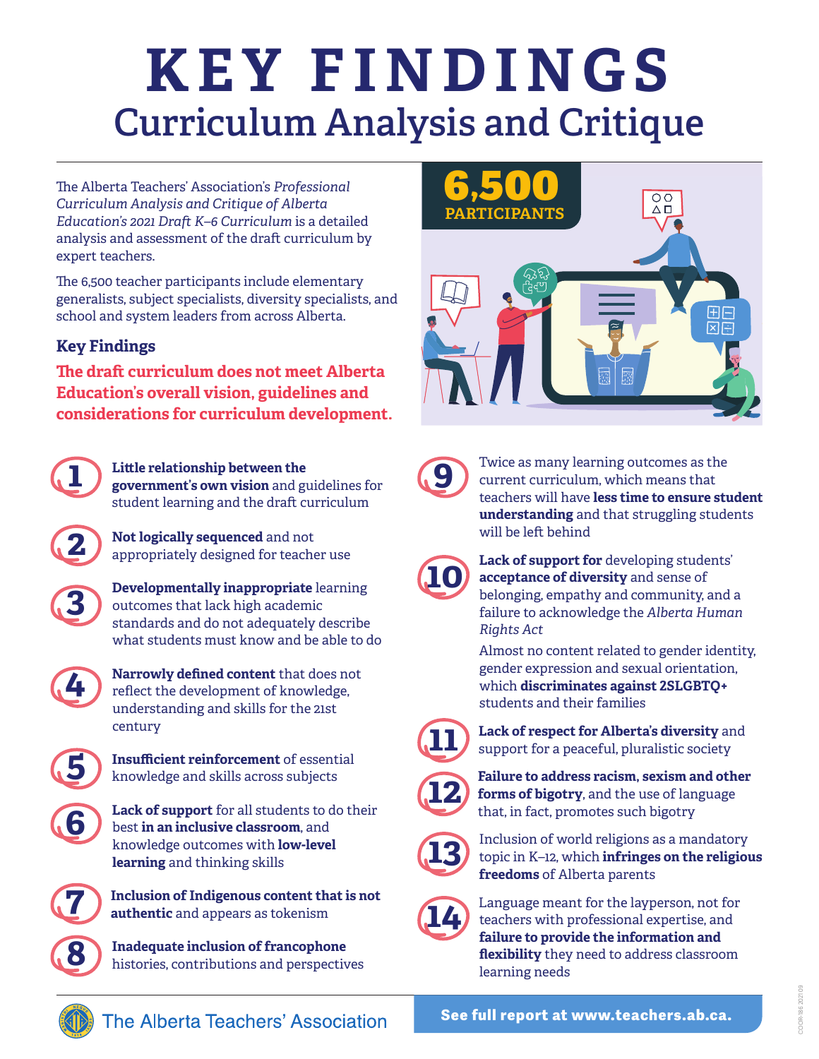# KEY FINDINGS

## Curriculum Analysis and Critique

The Alberta Teachers' Association's *Professional Curriculum Analysis and Critique of Alberta Education's 2021 Draft K–6 Curriculum* is a detailed analysis and assessment of the draft curriculum by expert teachers.

The 6,500 teacher participants include elementary generalists, subject specialists, diversity specialists, and school and system leaders from across Alberta.

**6,500 PARTICIPANTS**

### Key Findings

**The draft curriculum does not meet Alberta Education's overall vision, guidelines and considerations for curriculum development.**

1. **Little relationship between the government's own vision** and guidelines for student learning and the draft curriculum
2. **Not logically sequenced** and not appropriately designed for teacher use
3. **Developmentally inappropriate** learning outcomes that lack high academic standards and do not adequately describe what students must know and be able to do
4. **Narrowly defined content** that does not reflect the development of knowledge, understanding and skills for the 21st century
5. **Insufficient reinforcement** of essential knowledge and skills across subjects
6. **Lack of support** for all students to do their best **in an inclusive classroom**, and knowledge outcomes with **low-level learning** and thinking skills
7. **Inclusion of Indigenous content that is not authentic** and appears as tokenism
8. **Inadequate inclusion of francophone** histories, contributions and perspectives
9. Twice as many learning outcomes as the current curriculum, which means that teachers will have **less time to ensure student understanding** and that struggling students will be left behind
10. **Lack of support for** developing students' **acceptance of diversity** and sense of belonging, empathy and community, and a failure to acknowledge the *Alberta Human Rights Act*

    Almost no content related to gender identity, gender expression and sexual orientation, which **discriminates against 2SLGBTQ+** students and their families
11. **Lack of respect for Alberta's diversity** and support for a peaceful, pluralistic society
12. **Failure to address racism, sexism and other forms of bigotry**, and the use of language that, in fact, promotes such bigotry
13. Inclusion of world religions as a mandatory topic in K–12, which **infringes on the religious freedoms** of Alberta parents
14. Language meant for the layperson, not for teachers with professional expertise, and **failure to provide the information and flexibility** they need to address classroom learning needs

The Alberta Teachers' Association

**See full report at www.teachers.ab.ca.**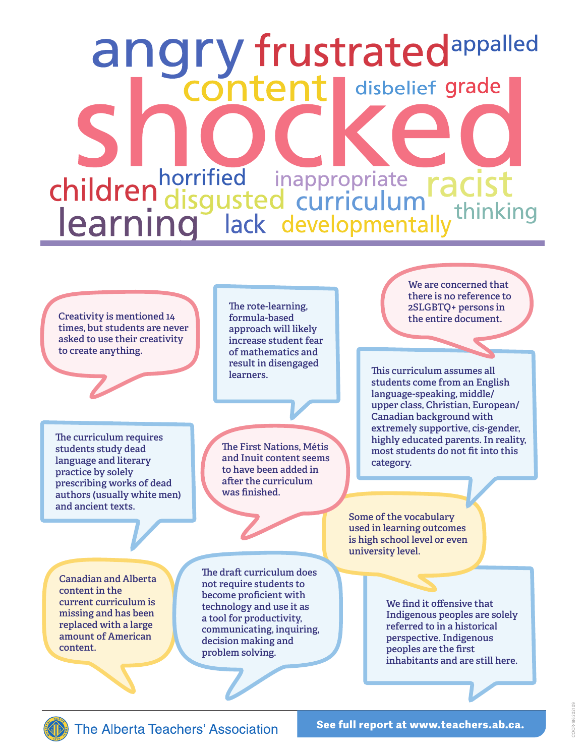angry frustrated appalled content disbelief grade shocked children horrified inappropriate racist disgusted curriculum thinking learning lack developmentally

Creativity is mentioned 14 times, but students are never asked to use their creativity to create anything.

The rote-learning, formula-based approach will likely increase student fear of mathematics and result in disengaged learners.

We are concerned that there is no reference to 2SLGBTQ+ persons in the entire document.

This curriculum assumes all students come from an English language-speaking, middle/upper class, Christian, European/Canadian background with extremely supportive, cis-gender, highly educated parents. In reality, most students do not fit into this category.

The curriculum requires students study dead language and literary practice by solely prescribing works of dead authors (usually white men) and ancient texts.

The First Nations, Métis and Inuit content seems to have been added in after the curriculum was finished.

Some of the vocabulary used in learning outcomes is high school level or even university level.

Canadian and Alberta content in the current curriculum is missing and has been replaced with a large amount of American content.

The draft curriculum does not require students to become proficient with technology and use it as a tool for productivity, communicating, inquiring, decision making and problem solving.

We find it offensive that Indigenous peoples are solely referred to in a historical perspective. Indigenous peoples are the first inhabitants and are still here.

The Alberta Teachers' Association

**See full report at www.teachers.ab.ca.**